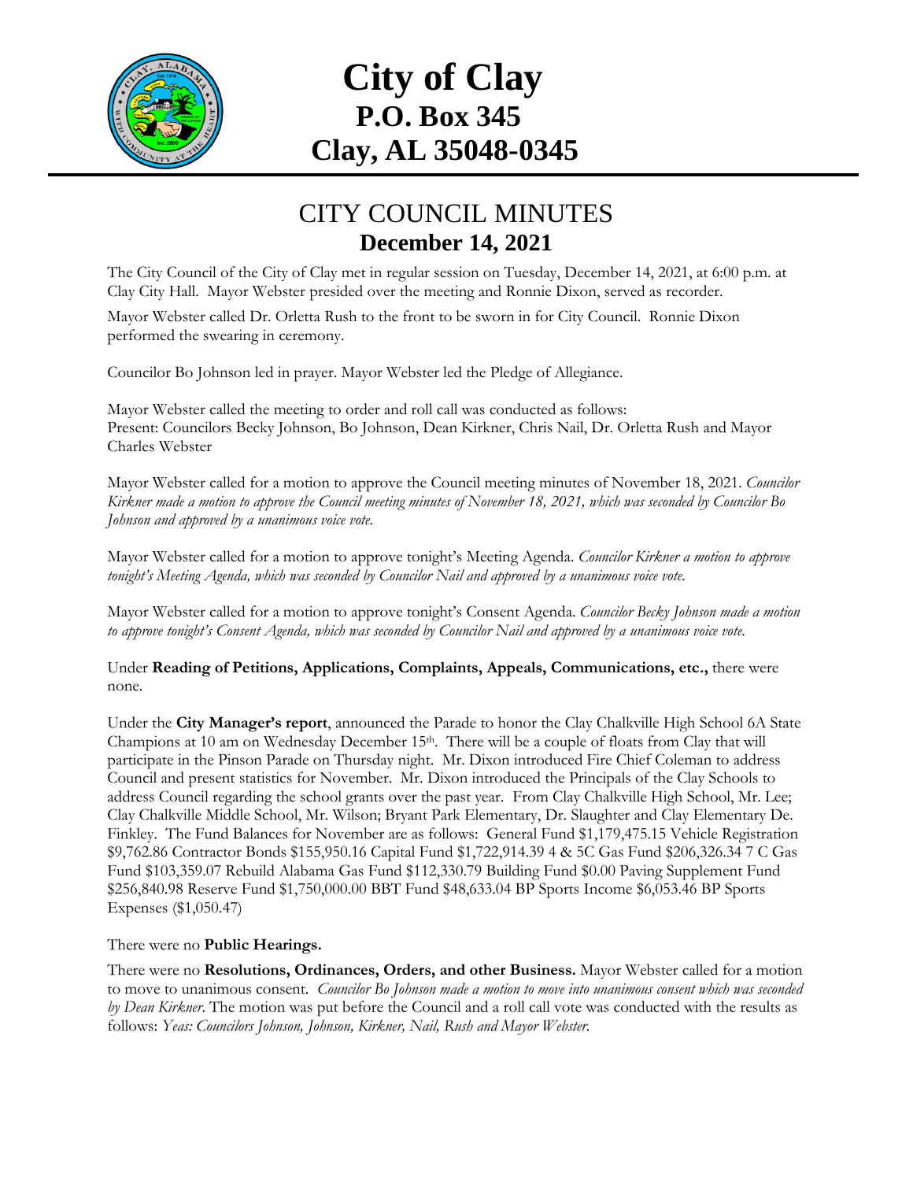# City of Clay
## P.O. Box 345
## Clay, AL 35048-0345

## CITY COUNCIL MINUTES
### December 14, 2021

The City Council of the City of Clay met in regular session on Tuesday, December 14, 2021, at 6:00 p.m. at Clay City Hall. Mayor Webster presided over the meeting and Ronnie Dixon, served as recorder.

Mayor Webster called Dr. Orletta Rush to the front to be sworn in for City Council. Ronnie Dixon performed the swearing in ceremony.

Councilor Bo Johnson led in prayer. Mayor Webster led the Pledge of Allegiance.

Mayor Webster called the meeting to order and roll call was conducted as follows:
Present: Councilors Becky Johnson, Bo Johnson, Dean Kirkner, Chris Nail, Dr. Orletta Rush and Mayor Charles Webster

Mayor Webster called for a motion to approve the Council meeting minutes of November 18, 2021. *Councilor Kirkner made a motion to approve the Council meeting minutes of November 18, 2021, which was seconded by Councilor Bo Johnson and approved by a unanimous voice vote.*

Mayor Webster called for a motion to approve tonight's Meeting Agenda. *Councilor Kirkner a motion to approve tonight's Meeting Agenda, which was seconded by Councilor Nail and approved by a unanimous voice vote.*

Mayor Webster called for a motion to approve tonight's Consent Agenda. *Councilor Becky Johnson made a motion to approve tonight's Consent Agenda, which was seconded by Councilor Nail and approved by a unanimous voice vote.*

Under **Reading of Petitions, Applications, Complaints, Appeals, Communications, etc.,** there were none.

Under the **City Manager's report**, announced the Parade to honor the Clay Chalkville High School 6A State Champions at 10 am on Wednesday December 15th. There will be a couple of floats from Clay that will participate in the Pinson Parade on Thursday night. Mr. Dixon introduced Fire Chief Coleman to address Council and present statistics for November. Mr. Dixon introduced the Principals of the Clay Schools to address Council regarding the school grants over the past year. From Clay Chalkville High School, Mr. Lee; Clay Chalkville Middle School, Mr. Wilson; Bryant Park Elementary, Dr. Slaughter and Clay Elementary De. Finkley. The Fund Balances for November are as follows: General Fund $1,179,475.15 Vehicle Registration $9,762.86 Contractor Bonds $155,950.16 Capital Fund $1,722,914.39 4 & 5C Gas Fund $206,326.34 7 C Gas Fund $103,359.07 Rebuild Alabama Gas Fund $112,330.79 Building Fund $0.00 Paving Supplement Fund $256,840.98 Reserve Fund $1,750,000.00 BBT Fund $48,633.04 BP Sports Income $6,053.46 BP Sports Expenses ($1,050.47)

There were no **Public Hearings.**

There were no **Resolutions, Ordinances, Orders, and other Business.** Mayor Webster called for a motion to move to unanimous consent. *Councilor Bo Johnson made a motion to move into unanimous consent which was seconded by Dean Kirkner.* The motion was put before the Council and a roll call vote was conducted with the results as follows: *Yeas: Councilors Johnson, Johnson, Kirkner, Nail, Rush and Mayor Webster.*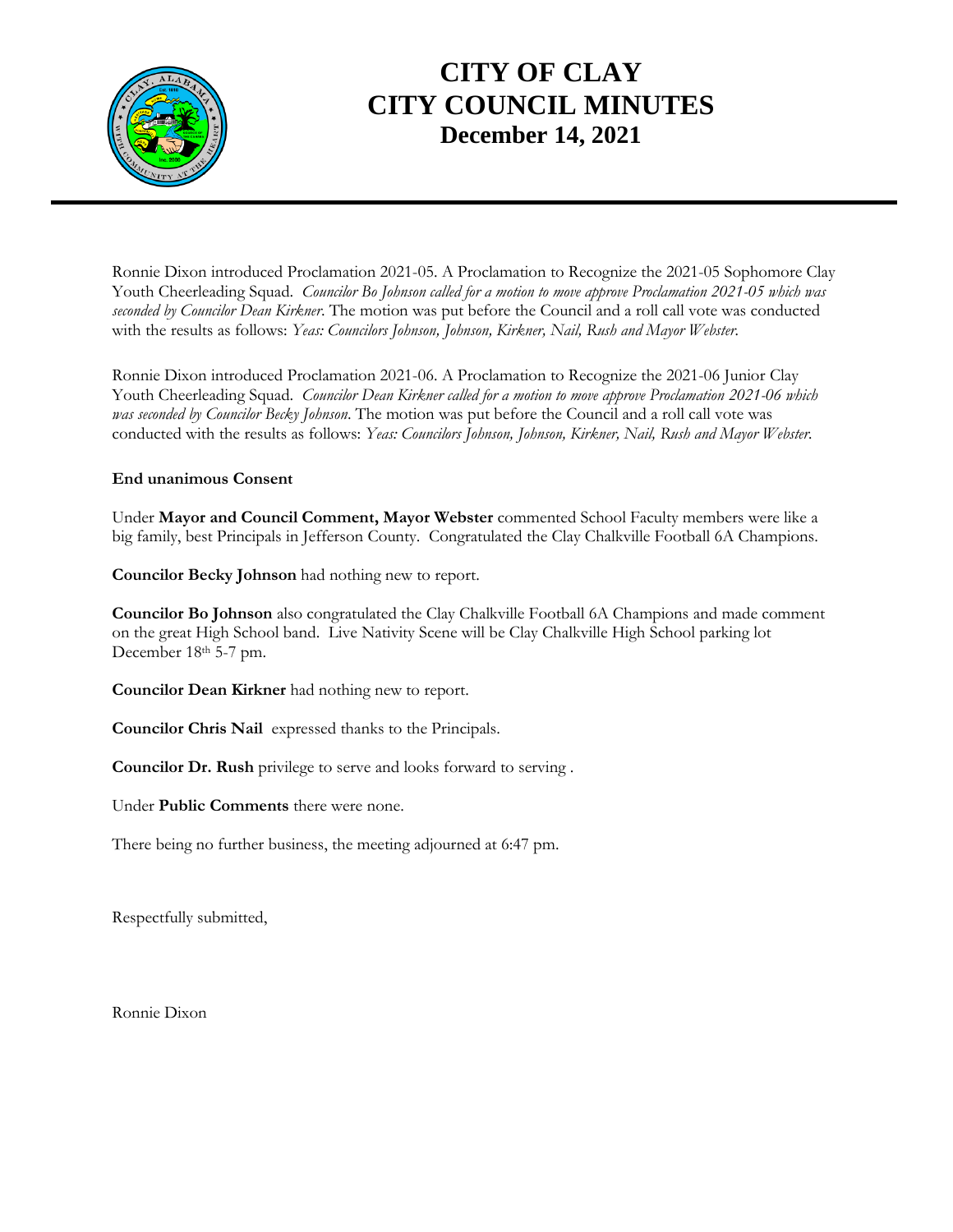# CITY OF CLAY
# CITY COUNCIL MINUTES
## December 14, 2021

Ronnie Dixon introduced Proclamation 2021-05. A Proclamation to Recognize the 2021-05 Sophomore Clay Youth Cheerleading Squad. *Councilor Bo Johnson called for a motion to move approve Proclamation 2021-05 which was seconded by Councilor Dean Kirkner.* The motion was put before the Council and a roll call vote was conducted with the results as follows: *Yeas: Councilors Johnson, Johnson, Kirkner, Nail, Rush and Mayor Webster.*

Ronnie Dixon introduced Proclamation 2021-06. A Proclamation to Recognize the 2021-06 Junior Clay Youth Cheerleading Squad. *Councilor Dean Kirkner called for a motion to move approve Proclamation 2021-06 which was seconded by Councilor Becky Johnson.* The motion was put before the Council and a roll call vote was conducted with the results as follows: *Yeas: Councilors Johnson, Johnson, Kirkner, Nail, Rush and Mayor Webster.*

**End unanimous Consent**

Under **Mayor and Council Comment, Mayor Webster** commented School Faculty members were like a big family, best Principals in Jefferson County. Congratulated the Clay Chalkville Football 6A Champions.

**Councilor Becky Johnson** had nothing new to report.

**Councilor Bo Johnson** also congratulated the Clay Chalkville Football 6A Champions and made comment on the great High School band. Live Nativity Scene will be Clay Chalkville High School parking lot December 18th 5-7 pm.

**Councilor Dean Kirkner** had nothing new to report.

**Councilor Chris Nail** expressed thanks to the Principals.

**Councilor Dr. Rush** privilege to serve and looks forward to serving .

Under **Public Comments** there were none.

There being no further business, the meeting adjourned at 6:47 pm.

Respectfully submitted,

Ronnie Dixon